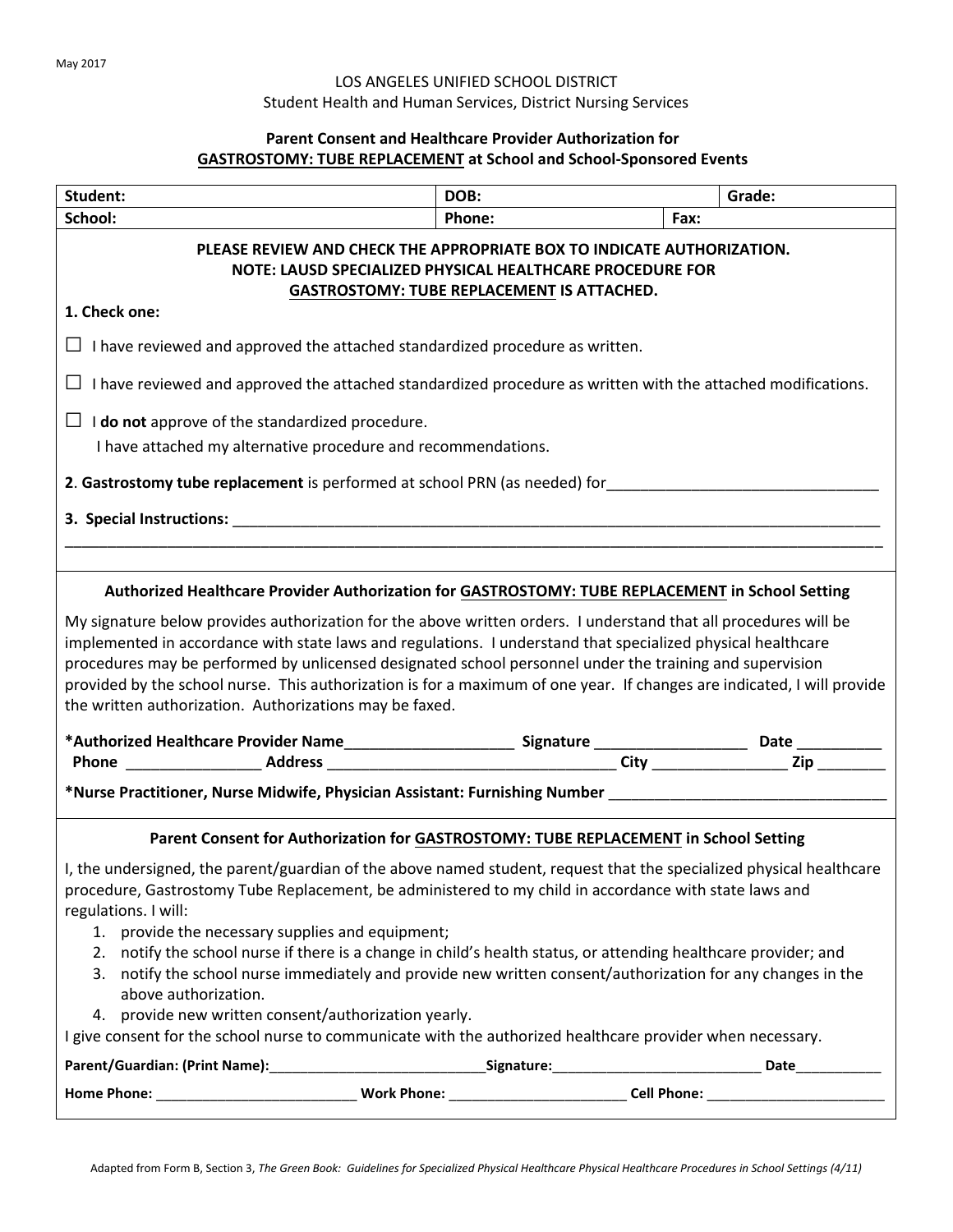May 2017

LOS ANGELES UNIFIED SCHOOL DISTRICT
Student Health and Human Services, District Nursing Services

**Parent Consent and Healthcare Provider Authorization for**
**GASTROSTOMY: TUBE REPLACEMENT at School and School-Sponsored Events**

| **Student:** | **DOB:** | | **Grade:** |
|---|---|---|---|
| **School:** | **Phone:** | **Fax:** | |

**PLEASE REVIEW AND CHECK THE APPROPRIATE BOX TO INDICATE AUTHORIZATION.**
**NOTE: LAUSD SPECIALIZED PHYSICAL HEALTHCARE PROCEDURE FOR GASTROSTOMY: TUBE REPLACEMENT IS ATTACHED.**

**1. Check one:**

☐ I have reviewed and approved the attached standardized procedure as written.

☐ I have reviewed and approved the attached standardized procedure as written with the attached modifications.

☐ I **do not** approve of the standardized procedure.
I have attached my alternative procedure and recommendations.

**2**. **Gastrostomy tube replacement** is performed at school PRN (as needed) for________________________________

**3. Special Instructions:** ______________________________________________________________________________

______________________________________________________________________________________________

**Authorized Healthcare Provider Authorization for GASTROSTOMY: TUBE REPLACEMENT in School Setting**

My signature below provides authorization for the above written orders. I understand that all procedures will be implemented in accordance with state laws and regulations. I understand that specialized physical healthcare procedures may be performed by unlicensed designated school personnel under the training and supervision provided by the school nurse. This authorization is for a maximum of one year. If changes are indicated, I will provide the written authorization. Authorizations may be faxed.

**\*Authorized Healthcare Provider Name**____________________ **Signature** __________________ **Date** __________
**Phone** ________________ **Address** __________________________________ **City** ________________ **Zip** ________

**\*Nurse Practitioner, Nurse Midwife, Physician Assistant: Furnishing Number** ________________________________

**Parent Consent for Authorization for GASTROSTOMY: TUBE REPLACEMENT in School Setting**

I, the undersigned, the parent/guardian of the above named student, request that the specialized physical healthcare procedure, Gastrostomy Tube Replacement, be administered to my child in accordance with state laws and regulations. I will:

1. provide the necessary supplies and equipment;
2. notify the school nurse if there is a change in child's health status, or attending healthcare provider; and
3. notify the school nurse immediately and provide new written consent/authorization for any changes in the above authorization.
4. provide new written consent/authorization yearly.

I give consent for the school nurse to communicate with the authorized healthcare provider when necessary.

**Parent/Guardian: (Print Name):**____________________________**Signature:**__________________________ **Date**___________

**Home Phone:** _________________________ **Work Phone:** ______________________ **Cell Phone:** _______________________

Adapted from Form B, Section 3, *The Green Book: Guidelines for Specialized Physical Healthcare Physical Healthcare Procedures in School Settings (4/11)*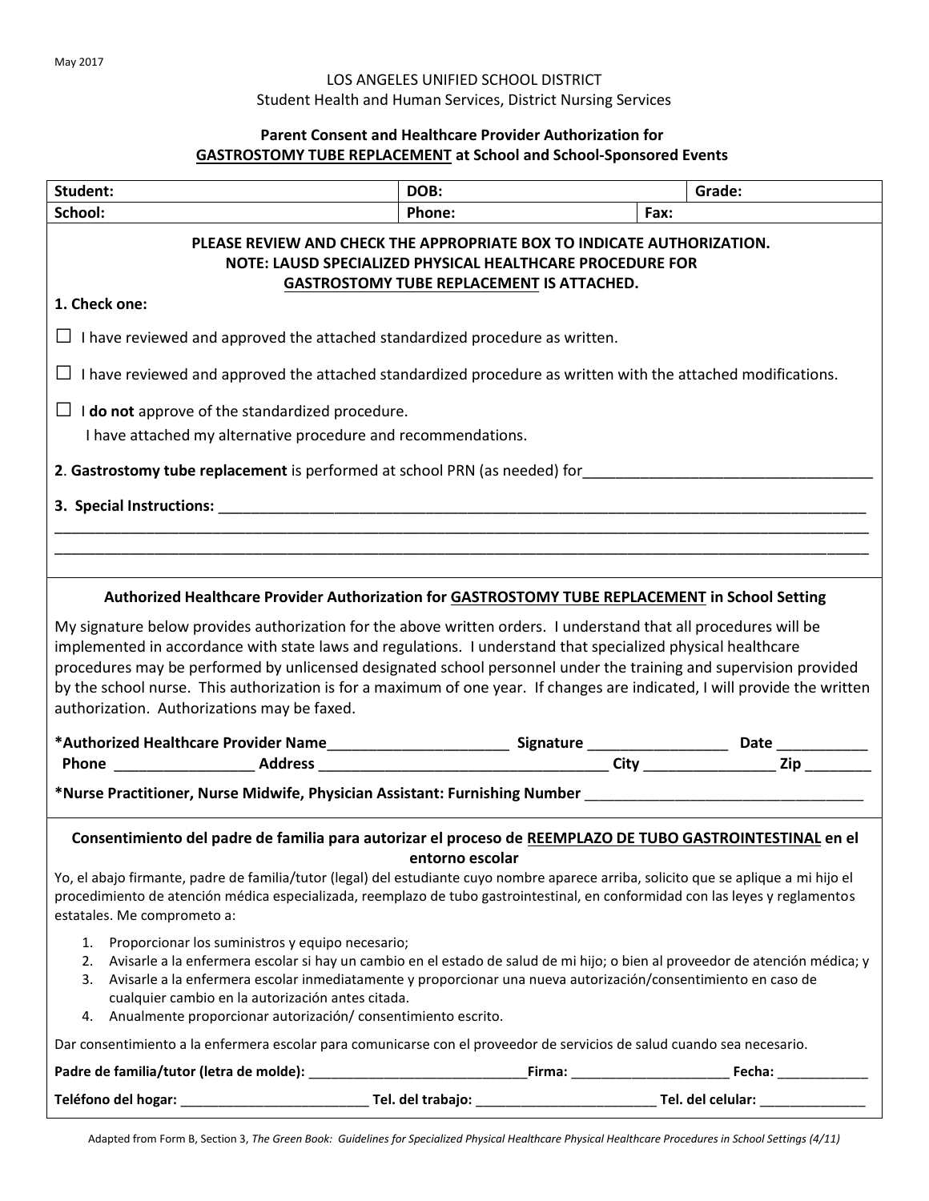May 2017

LOS ANGELES UNIFIED SCHOOL DISTRICT
Student Health and Human Services, District Nursing Services

**Parent Consent and Healthcare Provider Authorization for**
**GASTROSTOMY TUBE REPLACEMENT at School and School-Sponsored Events**

| | | | |
|---|---|---|---|
| **Student:** | **DOB:** | | **Grade:** |
| **School:** | **Phone:** | **Fax:** | |

**PLEASE REVIEW AND CHECK THE APPROPRIATE BOX TO INDICATE AUTHORIZATION.**
**NOTE: LAUSD SPECIALIZED PHYSICAL HEALTHCARE PROCEDURE FOR GASTROSTOMY TUBE REPLACEMENT IS ATTACHED.**

**1. Check one:**

☐ I have reviewed and approved the attached standardized procedure as written.

☐ I have reviewed and approved the attached standardized procedure as written with the attached modifications.

☐ I **do not** approve of the standardized procedure.
I have attached my alternative procedure and recommendations.

**2**. **Gastrostomy tube replacement** is performed at school PRN (as needed) for___________________________________

**3. Special Instructions:** ___________________________________________________________________________________
______________________________________________________________________________________________________
______________________________________________________________________________________________________

### Authorized Healthcare Provider Authorization for GASTROSTOMY TUBE REPLACEMENT in School Setting

My signature below provides authorization for the above written orders. I understand that all procedures will be implemented in accordance with state laws and regulations. I understand that specialized physical healthcare procedures may be performed by unlicensed designated school personnel under the training and supervision provided by the school nurse. This authorization is for a maximum of one year. If changes are indicated, I will provide the written authorization. Authorizations may be faxed.

**\*Authorized Healthcare Provider Name**______________________ **Signature** _________________ **Date** ___________
**Phone** _________________ **Address** ___________________________________ **City** ________________ **Zip** ________

**\*Nurse Practitioner, Nurse Midwife, Physician Assistant: Furnishing Number** __________________________________

### Consentimiento del padre de familia para autorizar el proceso de REEMPLAZO DE TUBO GASTROINTESTINAL en el entorno escolar

Yo, el abajo firmante, padre de familia/tutor (legal) del estudiante cuyo nombre aparece arriba, solicito que se aplique a mi hijo el procedimiento de atención médica especializada, reemplazo de tubo gastrointestinal, en conformidad con las leyes y reglamentos estatales. Me comprometo a:

1. Proporcionar los suministros y equipo necesario;
2. Avisarle a la enfermera escolar si hay un cambio en el estado de salud de mi hijo; o bien al proveedor de atención médica; y
3. Avisarle a la enfermera escolar inmediatamente y proporcionar una nueva autorización/consentimiento en caso de cualquier cambio en la autorización antes citada.
4. Anualmente proporcionar autorización/ consentimiento escrito.

Dar consentimiento a la enfermera escolar para comunicarse con el proveedor de servicios de salud cuando sea necesario.

**Padre de familia/tutor (letra de molde):** _____________________________**Firma:** _____________________ **Fecha:** ____________

**Teléfono del hogar:** _________________________ **Tel. del trabajo:** ________________________ **Tel. del celular:** ______________

Adapted from Form B, Section 3, *The Green Book: Guidelines for Specialized Physical Healthcare Physical Healthcare Procedures in School Settings (4/11)*